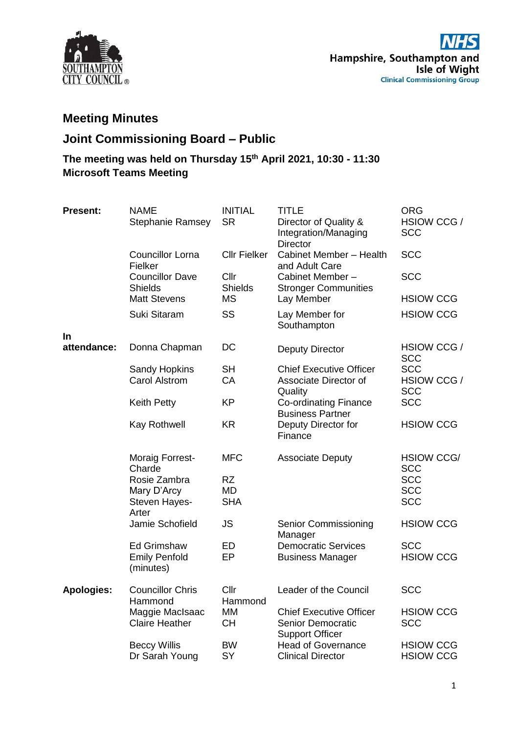Southampton City Council

Hampshire, Southampton and Isle of Wight Clinical Commissioning Group

# Meeting Minutes

## Joint Commissioning Board – Public

**The meeting was held on Thursday 15th April 2021, 10:30 - 11:30**
**Microsoft Teams Meeting**

| | NAME | INITIAL | TITLE | ORG |
|---|---|---|---|---|
| **Present:** | Stephanie Ramsey | SR | Director of Quality & Integration/Managing Director | HSIOW CCG / SCC |
| | Councillor Lorna Fielker | Cllr Fielker | Cabinet Member – Health and Adult Care | SCC |
| | Councillor Dave Shields | Cllr Shields | Cabinet Member – Stronger Communities | SCC |
| | Matt Stevens | MS | Lay Member | HSIOW CCG |
| | Suki Sitaram | SS | Lay Member for Southampton | HSIOW CCG |
| **In attendance:** | Donna Chapman | DC | Deputy Director | HSIOW CCG / SCC |
| | Sandy Hopkins | SH | Chief Executive Officer | SCC |
| | Carol Alstrom | CA | Associate Director of Quality | HSIOW CCG / SCC |
| | Keith Petty | KP | Co-ordinating Finance Business Partner | SCC |
| | Kay Rothwell | KR | Deputy Director for Finance | HSIOW CCG |
| | Moraig Forrest-Charde | MFC | Associate Deputy | HSIOW CCG/ SCC |
| | Rosie Zambra | RZ | | SCC |
| | Mary D'Arcy | MD | | SCC |
| | Steven Hayes-Arter | SHA | | SCC |
| | Jamie Schofield | JS | Senior Commissioning Manager | HSIOW CCG |
| | Ed Grimshaw | ED | Democratic Services | SCC |
| | Emily Penfold (minutes) | EP | Business Manager | HSIOW CCG |
| **Apologies:** | Councillor Chris Hammond | Cllr Hammond | Leader of the Council | SCC |
| | Maggie MacIsaac | MM | Chief Executive Officer | HSIOW CCG |
| | Claire Heather | CH | Senior Democratic Support Officer | SCC |
| | Beccy Willis | BW | Head of Governance | HSIOW CCG |
| | Dr Sarah Young | SY | Clinical Director | HSIOW CCG |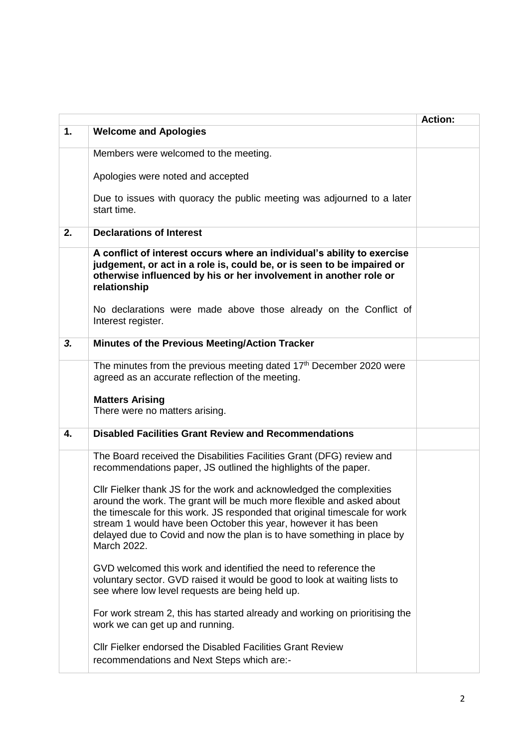| | | Action: |
|---|---|---|
| 1. | **Welcome and Apologies** | |
| | Members were welcomed to the meeting.<br><br>Apologies were noted and accepted<br><br>Due to issues with quoracy the public meeting was adjourned to a later start time. | |
| 2. | **Declarations of Interest** | |
| | **A conflict of interest occurs where an individual's ability to exercise judgement, or act in a role is, could be, or is seen to be impaired or otherwise influenced by his or her involvement in another role or relationship**<br><br>No declarations were made above those already on the Conflict of Interest register. | |
| ***3.*** | **Minutes of the Previous Meeting/Action Tracker** | |
| | The minutes from the previous meeting dated 17th December 2020 were agreed as an accurate reflection of the meeting.<br><br>**Matters Arising**<br>There were no matters arising. | |
| 4. | **Disabled Facilities Grant Review and Recommendations** | |
| | The Board received the Disabilities Facilities Grant (DFG) review and recommendations paper, JS outlined the highlights of the paper.<br><br>Cllr Fielker thank JS for the work and acknowledged the complexities around the work. The grant will be much more flexible and asked about the timescale for this work. JS responded that original timescale for work stream 1 would have been October this year, however it has been delayed due to Covid and now the plan is to have something in place by March 2022.<br><br>GVD welcomed this work and identified the need to reference the voluntary sector. GVD raised it would be good to look at waiting lists to see where low level requests are being held up.<br><br>For work stream 2, this has started already and working on prioritising the work we can get up and running.<br><br>Cllr Fielker endorsed the Disabled Facilities Grant Review recommendations and Next Steps which are:- | |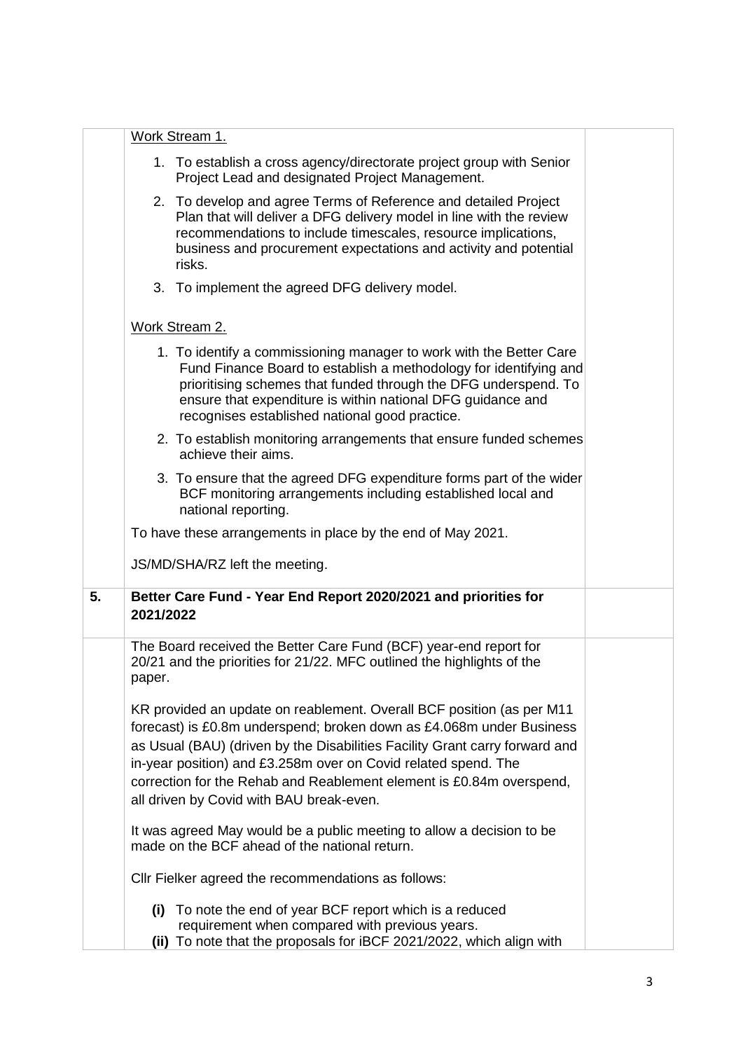| | | |
|---|---|---|
| | Work Stream 1.<br><br>1. To establish a cross agency/directorate project group with Senior Project Lead and designated Project Management.<br>2. To develop and agree Terms of Reference and detailed Project Plan that will deliver a DFG delivery model in line with the review recommendations to include timescales, resource implications, business and procurement expectations and activity and potential risks.<br>3. To implement the agreed DFG delivery model.<br><br>Work Stream 2.<br><br>1. To identify a commissioning manager to work with the Better Care Fund Finance Board to establish a methodology for identifying and prioritising schemes that funded through the DFG underspend. To ensure that expenditure is within national DFG guidance and recognises established national good practice.<br>2. To establish monitoring arrangements that ensure funded schemes achieve their aims.<br>3. To ensure that the agreed DFG expenditure forms part of the wider BCF monitoring arrangements including established local and national reporting.<br><br>To have these arrangements in place by the end of May 2021.<br><br>JS/MD/SHA/RZ left the meeting. | |
| **5.** | **Better Care Fund - Year End Report 2020/2021 and priorities for 2021/2022** | |
| | The Board received the Better Care Fund (BCF) year-end report for 20/21 and the priorities for 21/22. MFC outlined the highlights of the paper.<br><br>KR provided an update on reablement. Overall BCF position (as per M11 forecast) is £0.8m underspend; broken down as £4.068m under Business as Usual (BAU) (driven by the Disabilities Facility Grant carry forward and in-year position) and £3.258m over on Covid related spend. The correction for the Rehab and Reablement element is £0.84m overspend, all driven by Covid with BAU break-even.<br><br>It was agreed May would be a public meeting to allow a decision to be made on the BCF ahead of the national return.<br><br>Cllr Fielker agreed the recommendations as follows:<br><br>**(i)** To note the end of year BCF report which is a reduced requirement when compared with previous years.<br>**(ii)** To note that the proposals for iBCF 2021/2022, which align with | |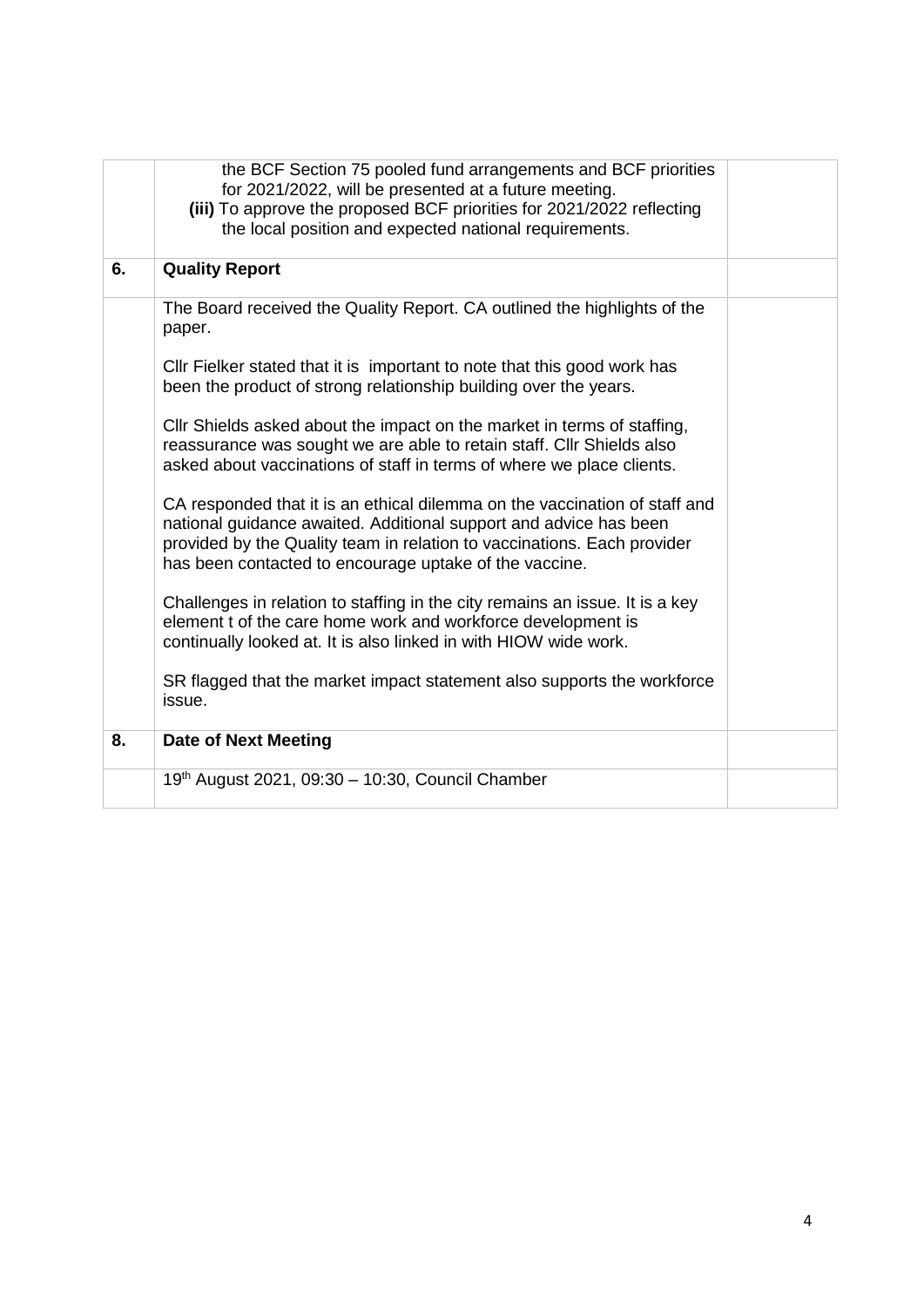| | | |
|---|---|---|
| | the BCF Section 75 pooled fund arrangements and BCF priorities for 2021/2022, will be presented at a future meeting.<br>**(iii)** To approve the proposed BCF priorities for 2021/2022 reflecting the local position and expected national requirements. | |
| **6.** | **Quality Report** | |
| | The Board received the Quality Report. CA outlined the highlights of the paper.<br><br>Cllr Fielker stated that it is  important to note that this good work has been the product of strong relationship building over the years.<br><br>Cllr Shields asked about the impact on the market in terms of staffing, reassurance was sought we are able to retain staff. Cllr Shields also asked about vaccinations of staff in terms of where we place clients.<br><br>CA responded that it is an ethical dilemma on the vaccination of staff and national guidance awaited. Additional support and advice has been provided by the Quality team in relation to vaccinations. Each provider has been contacted to encourage uptake of the vaccine.<br><br>Challenges in relation to staffing in the city remains an issue. It is a key element t of the care home work and workforce development is continually looked at. It is also linked in with HIOW wide work.<br><br>SR flagged that the market impact statement also supports the workforce issue. | |
| **8.** | **Date of Next Meeting** | |
| | 19th August 2021, 09:30 – 10:30, Council Chamber | |